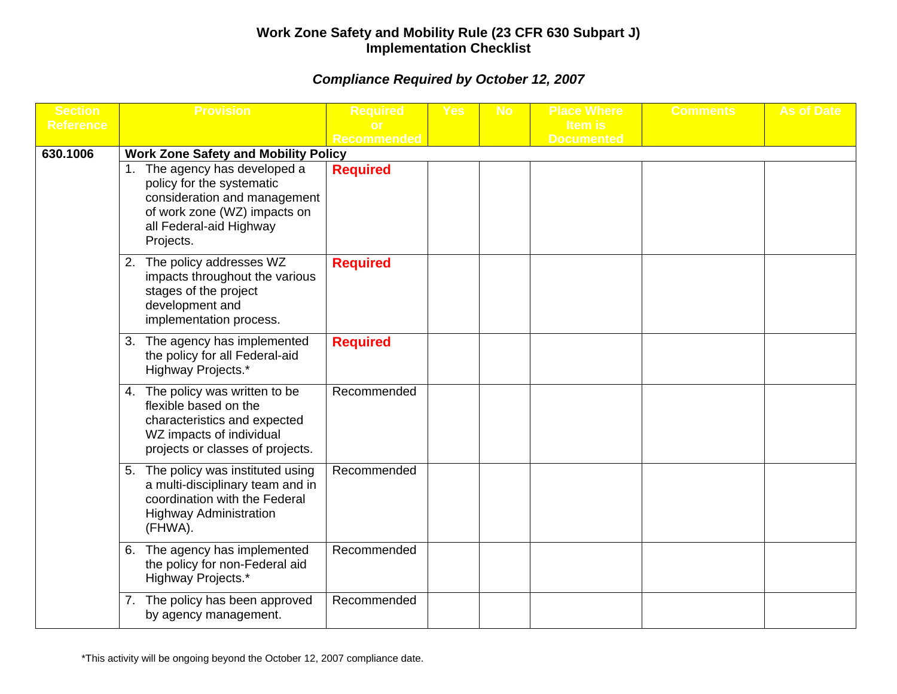# Work Zone Safety and Mobility Rule (23 CFR 630 Subpart J) Implementation Checklist

***Compliance Required by October 12, 2007***

| Section Reference | Provision | Required or Recommended | Yes | No | Place Where Item is Documented | Comments | As of Date |
|---|---|---|---|---|---|---|---|
| **630.1006** | **Work Zone Safety and Mobility Policy** | | | | | | |
| | 1. The agency has developed a policy for the systematic consideration and management of work zone (WZ) impacts on all Federal-aid Highway Projects. | **Required** | | | | | |
| | 2. The policy addresses WZ impacts throughout the various stages of the project development and implementation process. | **Required** | | | | | |
| | 3. The agency has implemented the policy for all Federal-aid Highway Projects.* | **Required** | | | | | |
| | 4. The policy was written to be flexible based on the characteristics and expected WZ impacts of individual projects or classes of projects. | Recommended | | | | | |
| | 5. The policy was instituted using a multi-disciplinary team and in coordination with the Federal Highway Administration (FHWA). | Recommended | | | | | |
| | 6. The agency has implemented the policy for non-Federal aid Highway Projects.* | Recommended | | | | | |
| | 7. The policy has been approved by agency management. | Recommended | | | | | |

*This activity will be ongoing beyond the October 12, 2007 compliance date.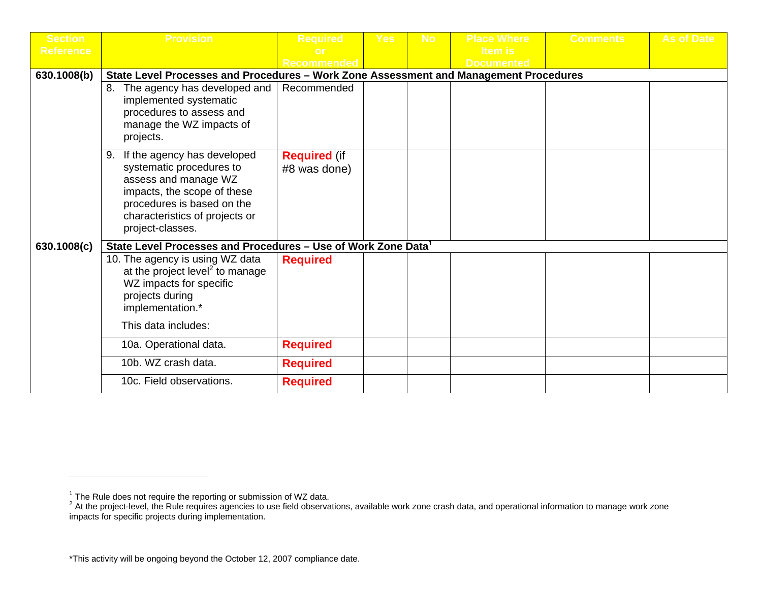| Section Reference | Provision | Required or Recommended | Yes | No | Place Where Item is Documented | Comments | As of Date |
|---|---|---|---|---|---|---|---|
| **630.1008(b)** | **State Level Processes and Procedures – Work Zone Assessment and Management Procedures** | | | | | | |
| | 8. The agency has developed and implemented systematic procedures to assess and manage the WZ impacts of projects. | Recommended | | | | | |
| | 9. If the agency has developed systematic procedures to assess and manage WZ impacts, the scope of these procedures is based on the characteristics of projects or project-classes. | **Required** (if #8 was done) | | | | | |
| **630.1008(c)** | **State Level Processes and Procedures – Use of Work Zone Data**[1] | | | | | | |
| | 10. The agency is using WZ data at the project level[2] to manage WZ impacts for specific projects during implementation.* This data includes: | **Required** | | | | | |
| | 10a. Operational data. | **Required** | | | | | |
| | 10b. WZ crash data. | **Required** | | | | | |
| | 10c. Field observations. | **Required** | | | | | |

[1] The Rule does not require the reporting or submission of WZ data.
[2] At the project-level, the Rule requires agencies to use field observations, available work zone crash data, and operational information to manage work zone impacts for specific projects during implementation.

*This activity will be ongoing beyond the October 12, 2007 compliance date.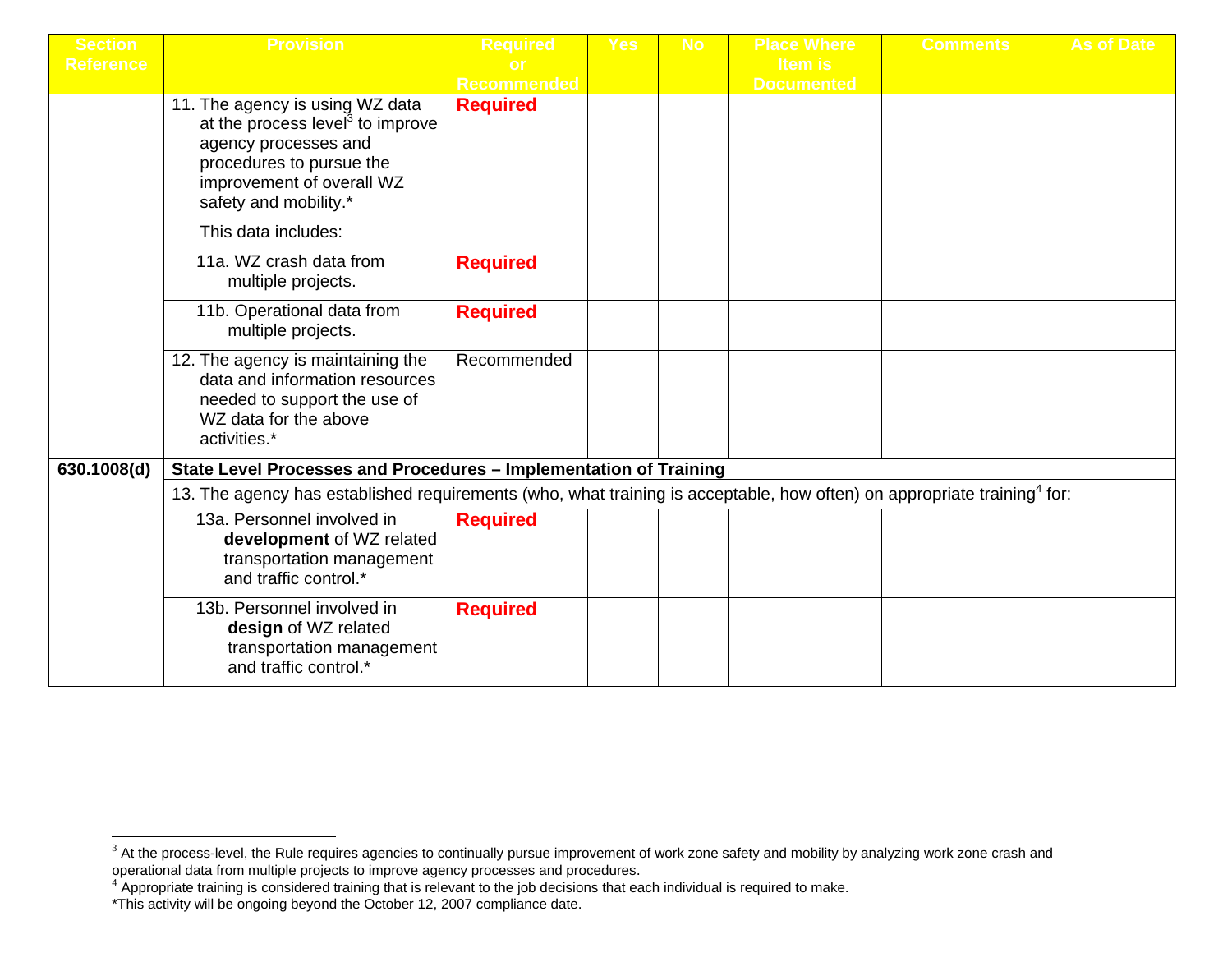| Section Reference | Provision | Required or Recommended | Yes | No | Place Where Item is Documented | Comments | As of Date |
|---|---|---|---|---|---|---|---|
| | 11. The agency is using WZ data at the process level[3] to improve agency processes and procedures to pursue the improvement of overall WZ safety and mobility.* This data includes: | **Required** | | | | | |
| | 11a. WZ crash data from multiple projects. | **Required** | | | | | |
| | 11b. Operational data from multiple projects. | **Required** | | | | | |
| | 12. The agency is maintaining the data and information resources needed to support the use of WZ data for the above activities.* | Recommended | | | | | |
| **630.1008(d)** | **State Level Processes and Procedures – Implementation of Training** | | | | | | |
| | 13. The agency has established requirements (who, what training is acceptable, how often) on appropriate training[4] for: | | | | | | |
| | 13a. Personnel involved in **development** of WZ related transportation management and traffic control.* | **Required** | | | | | |
| | 13b. Personnel involved in **design** of WZ related transportation management and traffic control.* | **Required** | | | | | |

[3] At the process-level, the Rule requires agencies to continually pursue improvement of work zone safety and mobility by analyzing work zone crash and operational data from multiple projects to improve agency processes and procedures.

[4] Appropriate training is considered training that is relevant to the job decisions that each individual is required to make.

*This activity will be ongoing beyond the October 12, 2007 compliance date.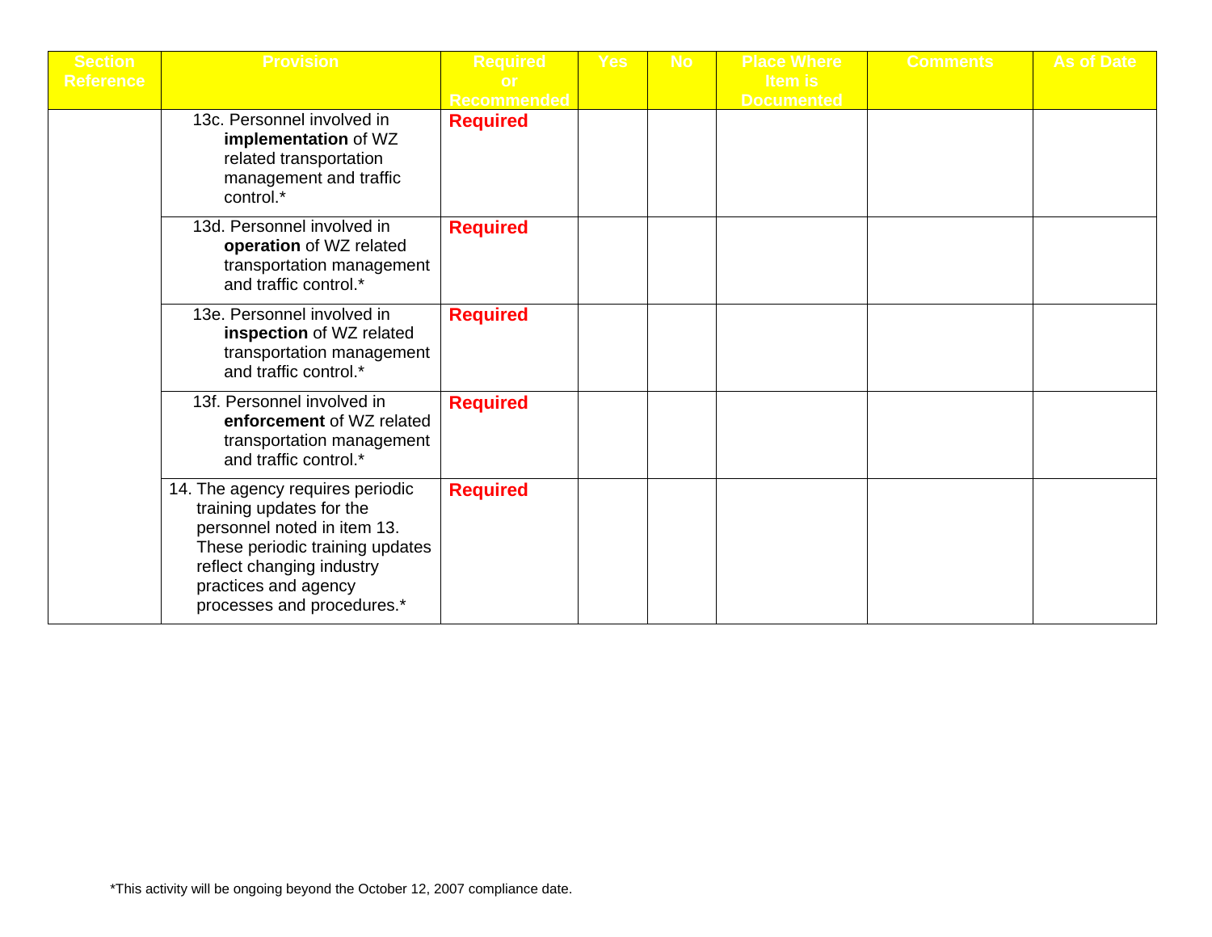| Section Reference | Provision | Required or Recommended | Yes | No | Place Where Item is Documented | Comments | As of Date |
|---|---|---|---|---|---|---|---|
| | 13c. Personnel involved in **implementation** of WZ related transportation management and traffic control.* | **Required** | | | | | |
| | 13d. Personnel involved in **operation** of WZ related transportation management and traffic control.* | **Required** | | | | | |
| | 13e. Personnel involved in **inspection** of WZ related transportation management and traffic control.* | **Required** | | | | | |
| | 13f. Personnel involved in **enforcement** of WZ related transportation management and traffic control.* | **Required** | | | | | |
| | 14. The agency requires periodic training updates for the personnel noted in item 13. These periodic training updates reflect changing industry practices and agency processes and procedures.* | **Required** | | | | | |

*This activity will be ongoing beyond the October 12, 2007 compliance date.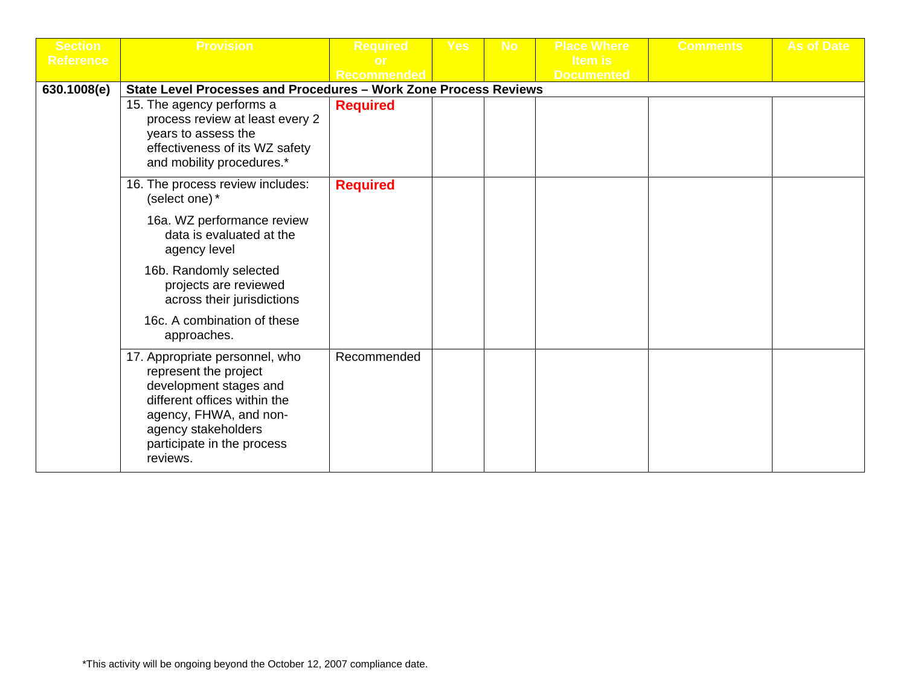| Section Reference | Provision | Required or Recommended | Yes | No | Place Where Item is Documented | Comments | As of Date |
|---|---|---|---|---|---|---|---|
| **630.1008(e)** | **State Level Processes and Procedures – Work Zone Process Reviews** | | | | | | |
| | 15. The agency performs a process review at least every 2 years to assess the effectiveness of its WZ safety and mobility procedures.* | **Required** | | | | | |
| | 16. The process review includes: (select one) *<br>16a. WZ performance review data is evaluated at the agency level<br>16b. Randomly selected projects are reviewed across their jurisdictions<br>16c. A combination of these approaches. | **Required** | | | | | |
| | 17. Appropriate personnel, who represent the project development stages and different offices within the agency, FHWA, and non-agency stakeholders participate in the process reviews. | Recommended | | | | | |

*This activity will be ongoing beyond the October 12, 2007 compliance date.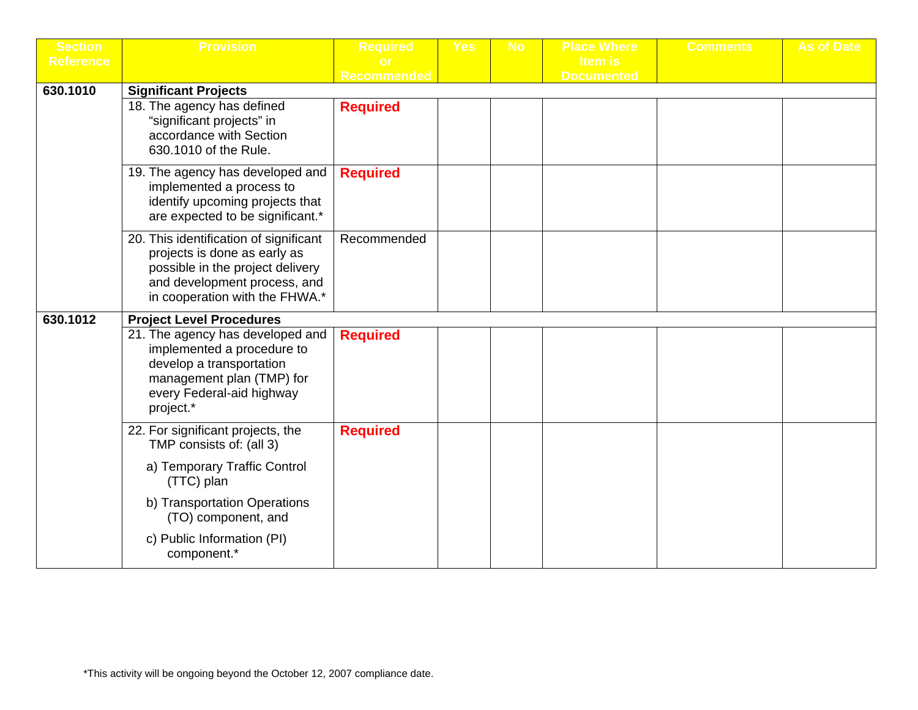| Section Reference | Provision | Required or Recommended | Yes | No | Place Where Item is Documented | Comments | As of Date |
|---|---|---|---|---|---|---|---|
| **630.1010** | **Significant Projects** | | | | | | |
| | 18. The agency has defined “significant projects” in accordance with Section 630.1010 of the Rule. | **Required** | | | | | |
| | 19. The agency has developed and implemented a process to identify upcoming projects that are expected to be significant.* | **Required** | | | | | |
| | 20. This identification of significant projects is done as early as possible in the project delivery and development process, and in cooperation with the FHWA.* | Recommended | | | | | |
| **630.1012** | **Project Level Procedures** | | | | | | |
| | 21. The agency has developed and implemented a procedure to develop a transportation management plan (TMP) for every Federal-aid highway project.* | **Required** | | | | | |
| | 22. For significant projects, the TMP consists of: (all 3)<br>a) Temporary Traffic Control (TTC) plan<br>b) Transportation Operations (TO) component, and<br>c) Public Information (PI) component.* | **Required** | | | | | |

*This activity will be ongoing beyond the October 12, 2007 compliance date.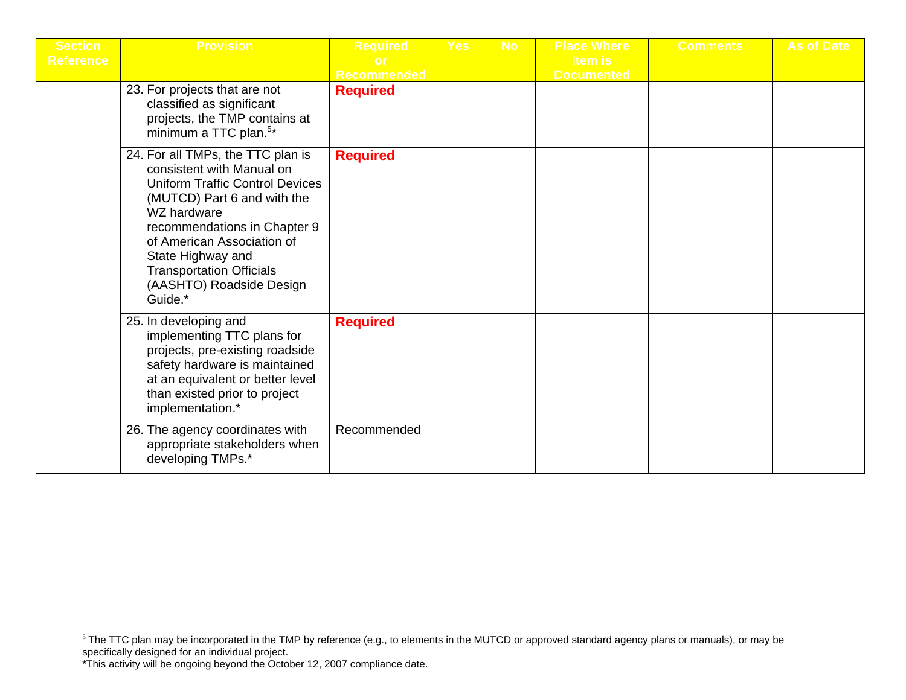| Section Reference | Provision | Required or Recommended | Yes | No | Place Where Item is Documented | Comments | As of Date |
|---|---|---|---|---|---|---|---|
| | 23. For projects that are not classified as significant projects, the TMP contains at minimum a TTC plan.[5]* | **Required** | | | | | |
| | 24. For all TMPs, the TTC plan is consistent with Manual on Uniform Traffic Control Devices (MUTCD) Part 6 and with the WZ hardware recommendations in Chapter 9 of American Association of State Highway and Transportation Officials (AASHTO) Roadside Design Guide.* | **Required** | | | | | |
| | 25. In developing and implementing TTC plans for projects, pre-existing roadside safety hardware is maintained at an equivalent or better level than existed prior to project implementation.* | **Required** | | | | | |
| | 26. The agency coordinates with appropriate stakeholders when developing TMPs.* | Recommended | | | | | |

[5] The TTC plan may be incorporated in the TMP by reference (e.g., to elements in the MUTCD or approved standard agency plans or manuals), or may be specifically designed for an individual project.

*This activity will be ongoing beyond the October 12, 2007 compliance date.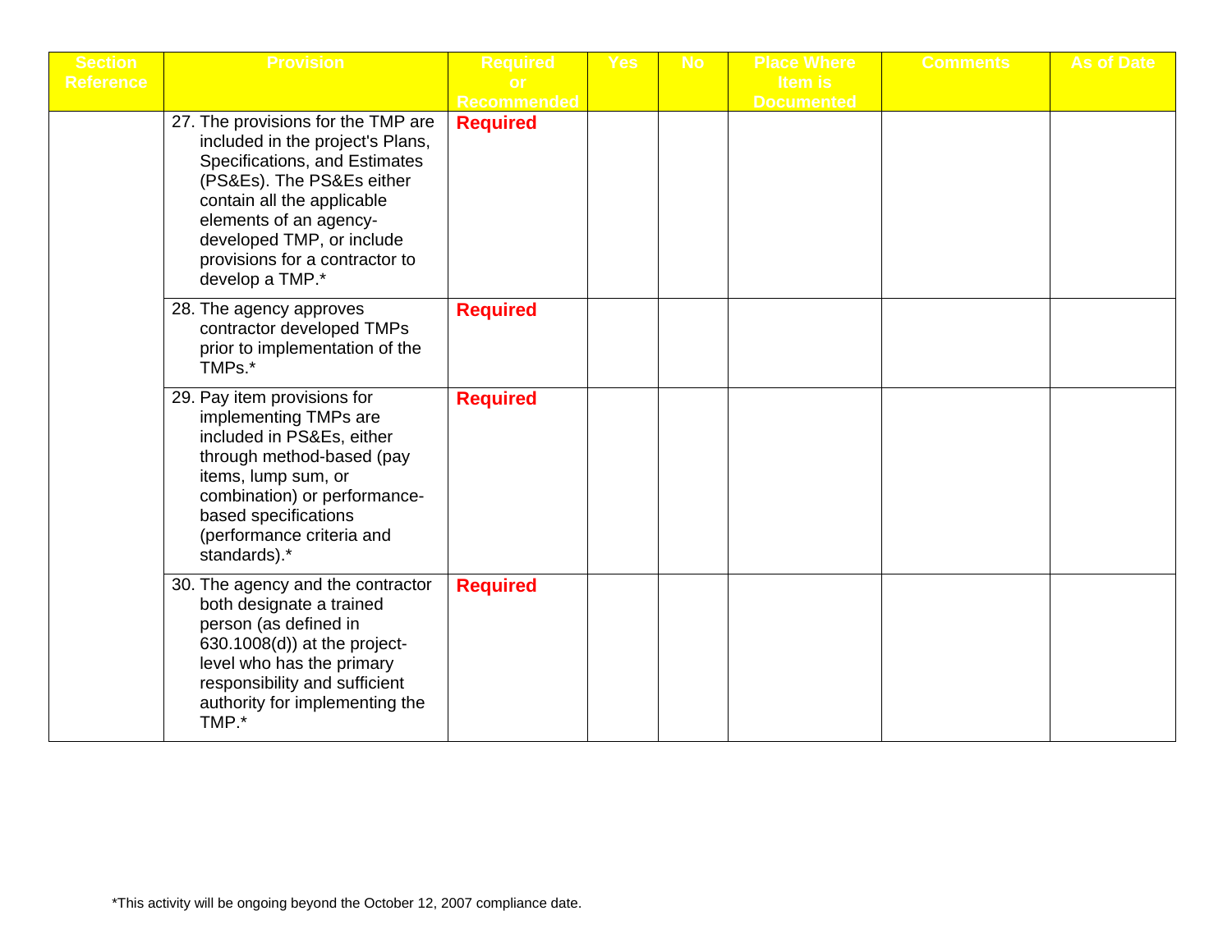| Section Reference | Provision | Required or Recommended | Yes | No | Place Where Item is Documented | Comments | As of Date |
|---|---|---|---|---|---|---|---|
| | 27. The provisions for the TMP are included in the project's Plans, Specifications, and Estimates (PS&Es). The PS&Es either contain all the applicable elements of an agency-developed TMP, or include provisions for a contractor to develop a TMP.* | **Required** | | | | | |
| | 28. The agency approves contractor developed TMPs prior to implementation of the TMPs.* | **Required** | | | | | |
| | 29. Pay item provisions for implementing TMPs are included in PS&Es, either through method-based (pay items, lump sum, or combination) or performance-based specifications (performance criteria and standards).* | **Required** | | | | | |
| | 30. The agency and the contractor both designate a trained person (as defined in 630.1008(d)) at the project-level who has the primary responsibility and sufficient authority for implementing the TMP.* | **Required** | | | | | |

*This activity will be ongoing beyond the October 12, 2007 compliance date.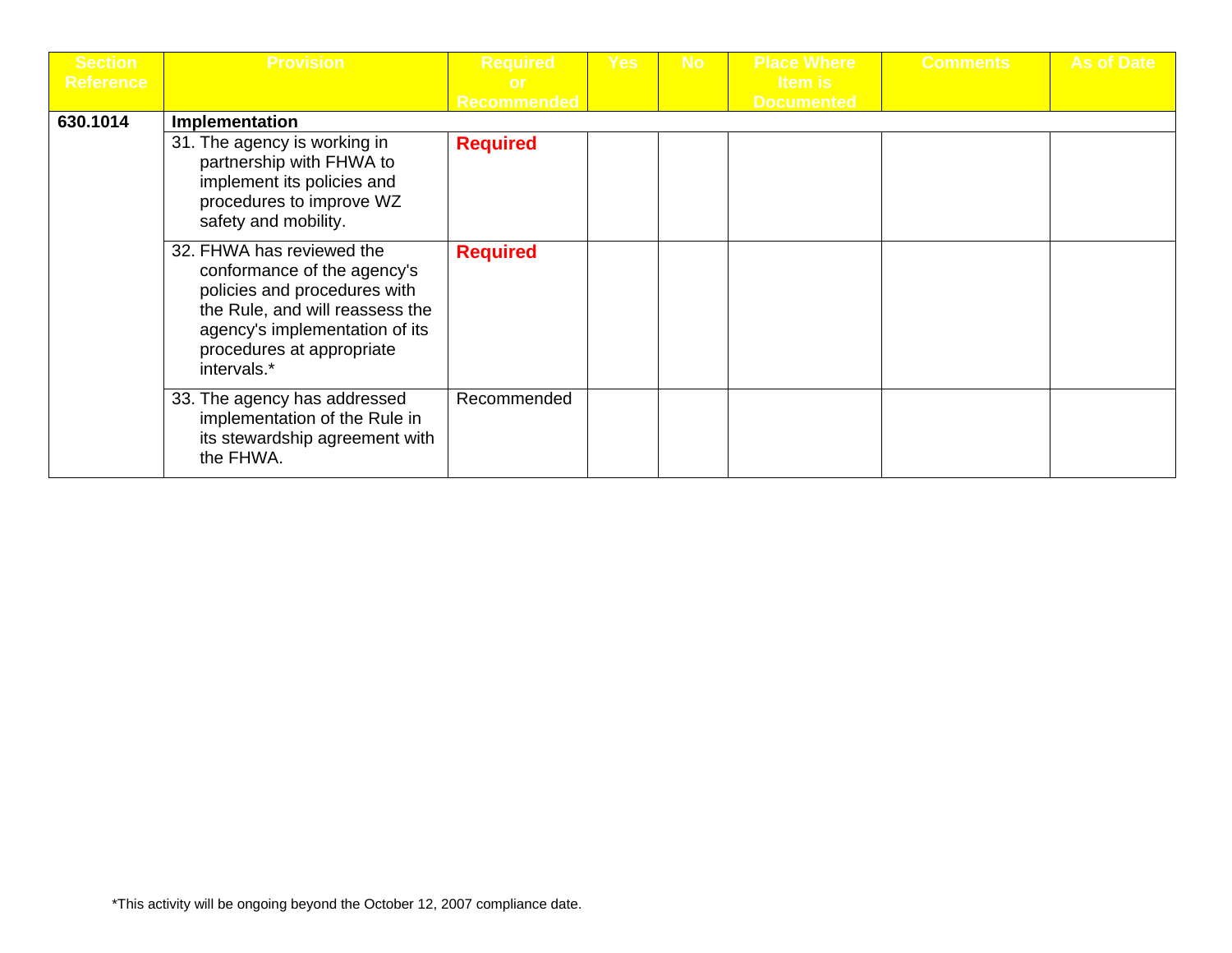| Section Reference | Provision | Required or Recommended | Yes | No | Place Where Item is Documented | Comments | As of Date |
| --- | --- | --- | --- | --- | --- | --- | --- |
| **630.1014** | **Implementation** | | | | | | |
| | 31. The agency is working in partnership with FHWA to implement its policies and procedures to improve WZ safety and mobility. | **Required** | | | | | |
| | 32. FHWA has reviewed the conformance of the agency's policies and procedures with the Rule, and will reassess the agency's implementation of its procedures at appropriate intervals.* | **Required** | | | | | |
| | 33. The agency has addressed implementation of the Rule in its stewardship agreement with the FHWA. | Recommended | | | | | |

*This activity will be ongoing beyond the October 12, 2007 compliance date.